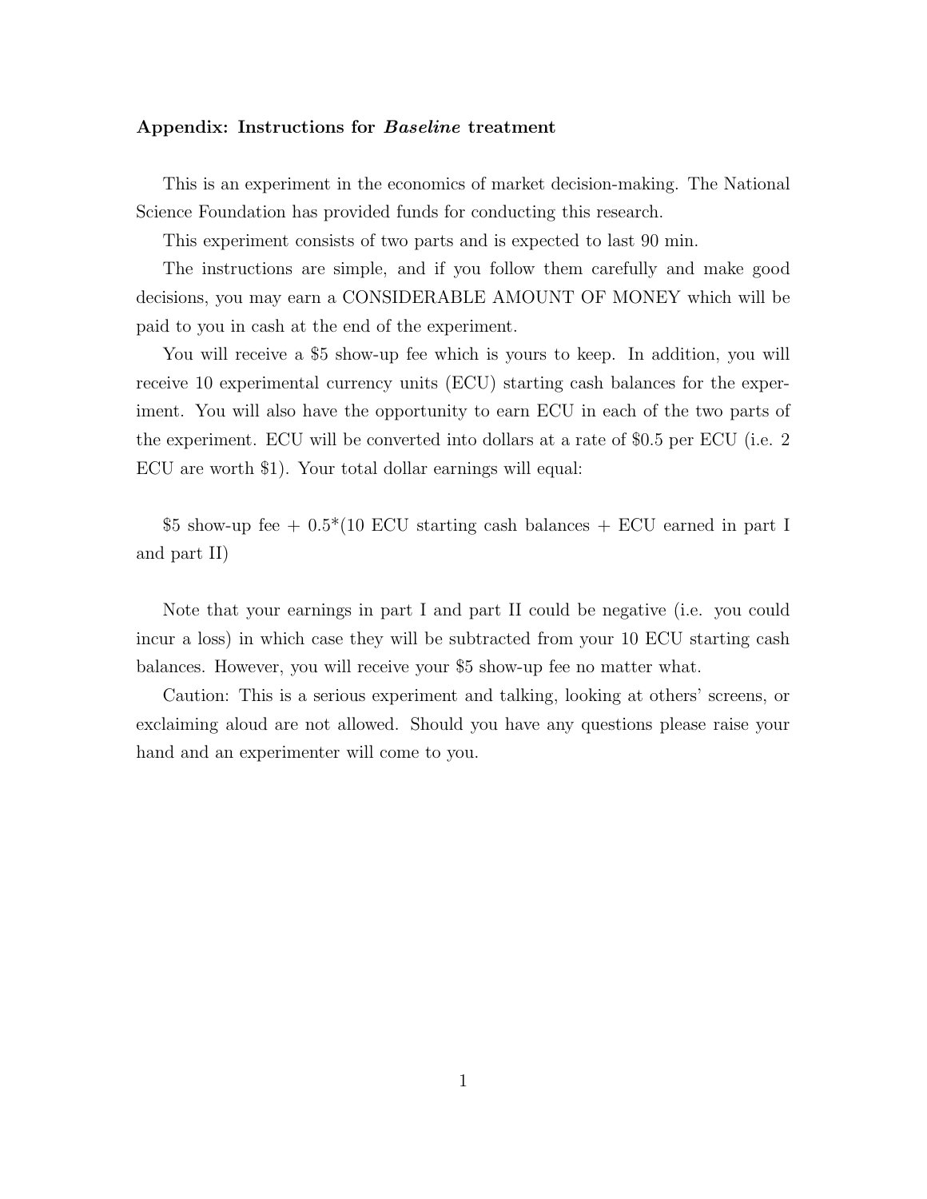### Appendix: Instructions for *Baseline* treatment

This is an experiment in the economics of market decision-making. The National Science Foundation has provided funds for conducting this research.

This experiment consists of two parts and is expected to last 90 min.

The instructions are simple, and if you follow them carefully and make good decisions, you may earn a CONSIDERABLE AMOUNT OF MONEY which will be paid to you in cash at the end of the experiment.

You will receive a $5 show-up fee which is yours to keep. In addition, you will receive 10 experimental currency units (ECU) starting cash balances for the experiment. You will also have the opportunity to earn ECU in each of the two parts of the experiment. ECU will be converted into dollars at a rate of $0.5 per ECU (i.e. 2 ECU are worth $1). Your total dollar earnings will equal:

$5 show-up fee + 0.5*(10 ECU starting cash balances + ECU earned in part I and part II)

Note that your earnings in part I and part II could be negative (i.e. you could incur a loss) in which case they will be subtracted from your 10 ECU starting cash balances. However, you will receive your $5 show-up fee no matter what.

Caution: This is a serious experiment and talking, looking at others' screens, or exclaiming aloud are not allowed. Should you have any questions please raise your hand and an experimenter will come to you.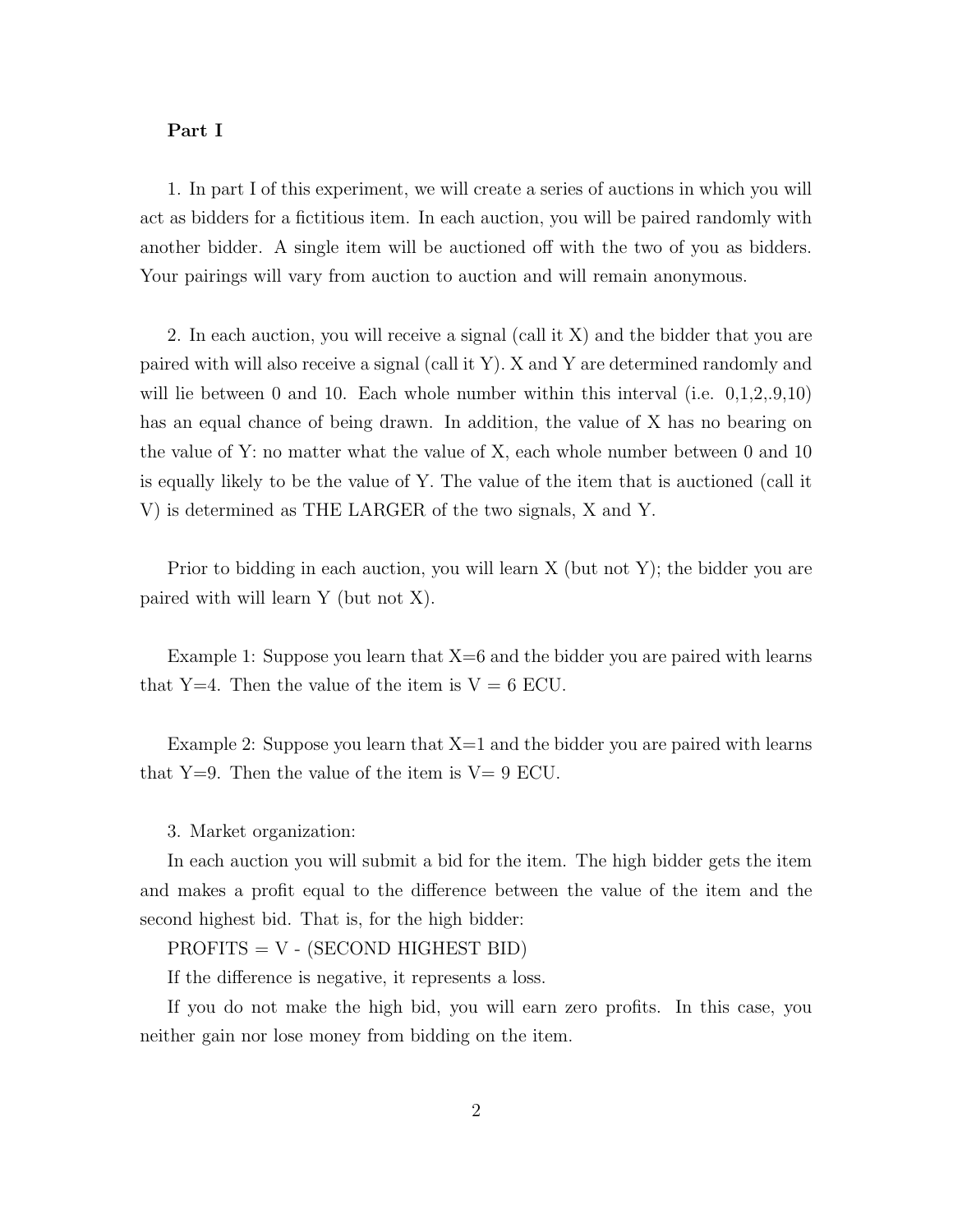**Part I**

1. In part I of this experiment, we will create a series of auctions in which you will act as bidders for a fictitious item. In each auction, you will be paired randomly with another bidder. A single item will be auctioned off with the two of you as bidders. Your pairings will vary from auction to auction and will remain anonymous.

2. In each auction, you will receive a signal (call it X) and the bidder that you are paired with will also receive a signal (call it Y). X and Y are determined randomly and will lie between 0 and 10. Each whole number within this interval (i.e. 0,1,2,.9,10) has an equal chance of being drawn. In addition, the value of X has no bearing on the value of Y: no matter what the value of X, each whole number between 0 and 10 is equally likely to be the value of Y. The value of the item that is auctioned (call it V) is determined as THE LARGER of the two signals, X and Y.

Prior to bidding in each auction, you will learn X (but not Y); the bidder you are paired with will learn Y (but not X).

Example 1: Suppose you learn that X=6 and the bidder you are paired with learns that Y=4. Then the value of the item is V = 6 ECU.

Example 2: Suppose you learn that X=1 and the bidder you are paired with learns that Y=9. Then the value of the item is V= 9 ECU.

3. Market organization:

In each auction you will submit a bid for the item. The high bidder gets the item and makes a profit equal to the difference between the value of the item and the second highest bid. That is, for the high bidder:

PROFITS = V - (SECOND HIGHEST BID)

If the difference is negative, it represents a loss.

If you do not make the high bid, you will earn zero profits. In this case, you neither gain nor lose money from bidding on the item.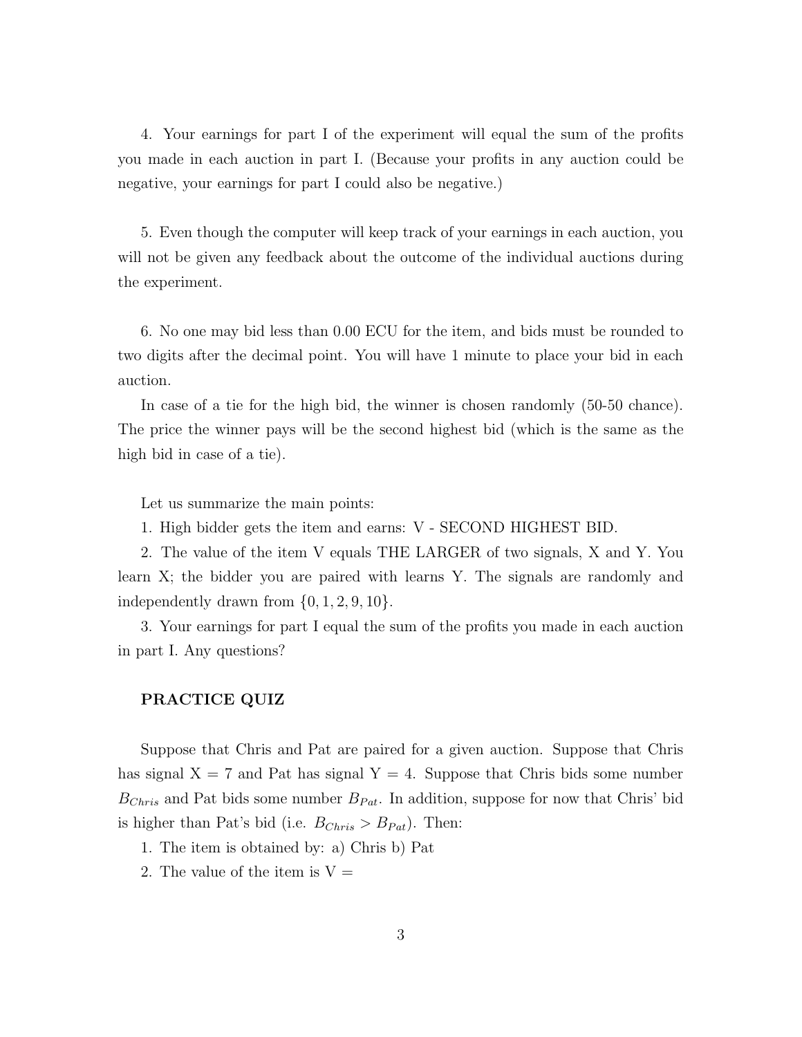4. Your earnings for part I of the experiment will equal the sum of the profits you made in each auction in part I. (Because your profits in any auction could be negative, your earnings for part I could also be negative.)

5. Even though the computer will keep track of your earnings in each auction, you will not be given any feedback about the outcome of the individual auctions during the experiment.

6. No one may bid less than 0.00 ECU for the item, and bids must be rounded to two digits after the decimal point. You will have 1 minute to place your bid in each auction.

In case of a tie for the high bid, the winner is chosen randomly (50-50 chance). The price the winner pays will be the second highest bid (which is the same as the high bid in case of a tie).

Let us summarize the main points:

1. High bidder gets the item and earns: V - SECOND HIGHEST BID.

2. The value of the item V equals THE LARGER of two signals, X and Y. You learn X; the bidder you are paired with learns Y. The signals are randomly and independently drawn from $\{0, 1, 2, 9, 10\}$.

3. Your earnings for part I equal the sum of the profits you made in each auction in part I. Any questions?

**PRACTICE QUIZ**

Suppose that Chris and Pat are paired for a given auction. Suppose that Chris has signal X = 7 and Pat has signal Y = 4. Suppose that Chris bids some number $B_{Chris}$ and Pat bids some number $B_{Pat}$. In addition, suppose for now that Chris' bid is higher than Pat's bid (i.e. $B_{Chris} > B_{Pat}$). Then:

1. The item is obtained by: a) Chris b) Pat

2. The value of the item is V =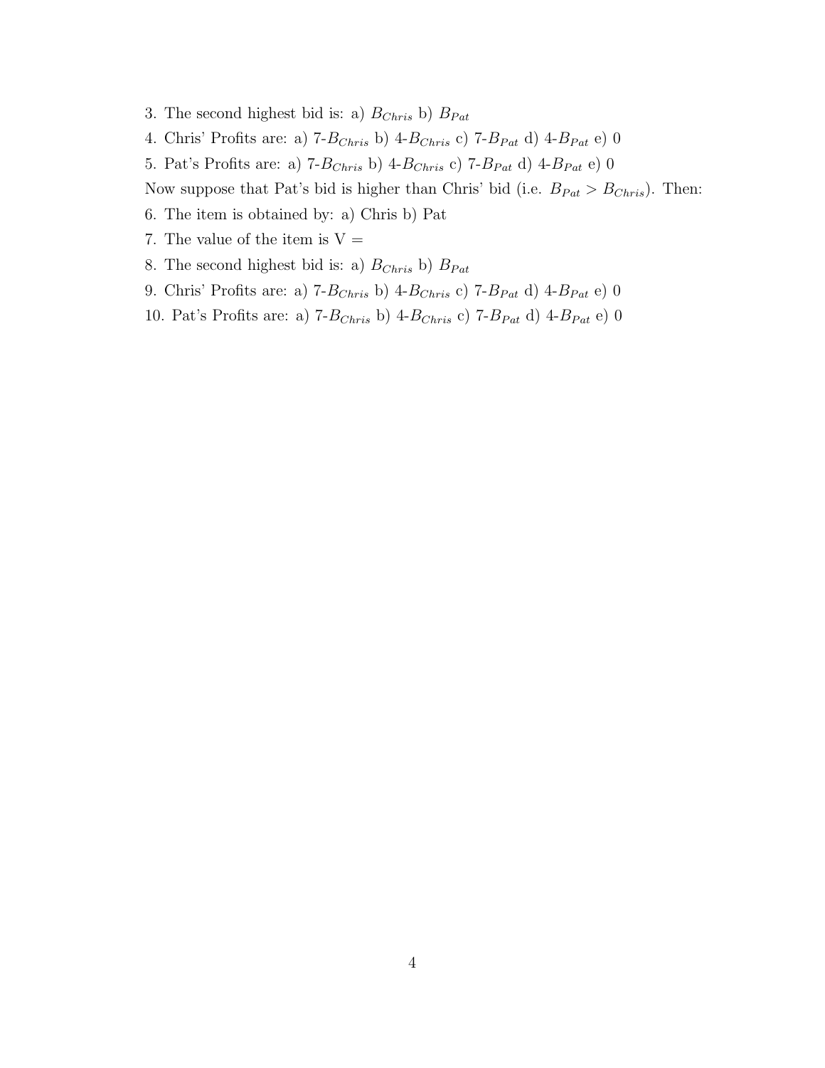3. The second highest bid is: a) $B_{Chris}$ b) $B_{Pat}$

4. Chris' Profits are: a) 7-$B_{Chris}$ b) 4-$B_{Chris}$ c) 7-$B_{Pat}$ d) 4-$B_{Pat}$ e) 0

5. Pat's Profits are: a) 7-$B_{Chris}$ b) 4-$B_{Chris}$ c) 7-$B_{Pat}$ d) 4-$B_{Pat}$ e) 0

Now suppose that Pat's bid is higher than Chris' bid (i.e. $B_{Pat} > B_{Chris}$). Then:

6. The item is obtained by: a) Chris b) Pat

7. The value of the item is V =

8. The second highest bid is: a) $B_{Chris}$ b) $B_{Pat}$

9. Chris' Profits are: a) 7-$B_{Chris}$ b) 4-$B_{Chris}$ c) 7-$B_{Pat}$ d) 4-$B_{Pat}$ e) 0

10. Pat's Profits are: a) 7-$B_{Chris}$ b) 4-$B_{Chris}$ c) 7-$B_{Pat}$ d) 4-$B_{Pat}$ e) 0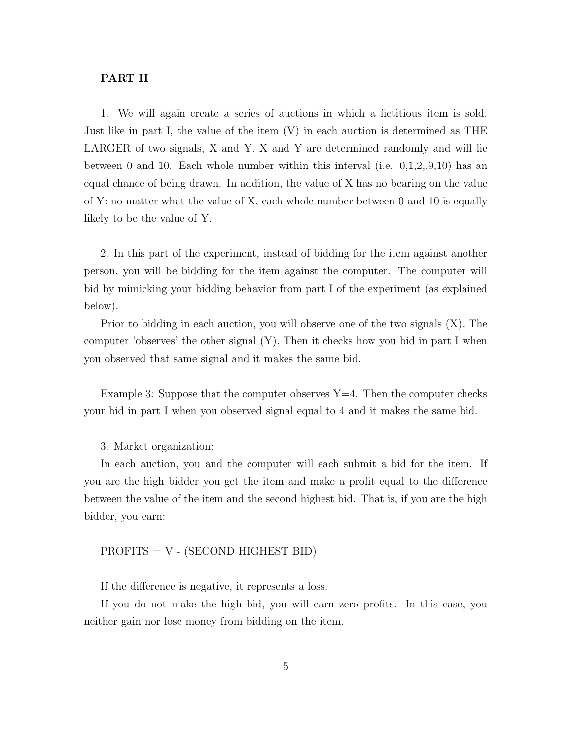**PART II**

1. We will again create a series of auctions in which a fictitious item is sold. Just like in part I, the value of the item (V) in each auction is determined as THE LARGER of two signals, X and Y. X and Y are determined randomly and will lie between 0 and 10. Each whole number within this interval (i.e. 0,1,2,.9,10) has an equal chance of being drawn. In addition, the value of X has no bearing on the value of Y: no matter what the value of X, each whole number between 0 and 10 is equally likely to be the value of Y.

2. In this part of the experiment, instead of bidding for the item against another person, you will be bidding for the item against the computer. The computer will bid by mimicking your bidding behavior from part I of the experiment (as explained below).

Prior to bidding in each auction, you will observe one of the two signals (X). The computer 'observes' the other signal (Y). Then it checks how you bid in part I when you observed that same signal and it makes the same bid.

Example 3: Suppose that the computer observes Y=4. Then the computer checks your bid in part I when you observed signal equal to 4 and it makes the same bid.

3. Market organization:

In each auction, you and the computer will each submit a bid for the item. If you are the high bidder you get the item and make a profit equal to the difference between the value of the item and the second highest bid. That is, if you are the high bidder, you earn:

PROFITS = V - (SECOND HIGHEST BID)

If the difference is negative, it represents a loss.

If you do not make the high bid, you will earn zero profits. In this case, you neither gain nor lose money from bidding on the item.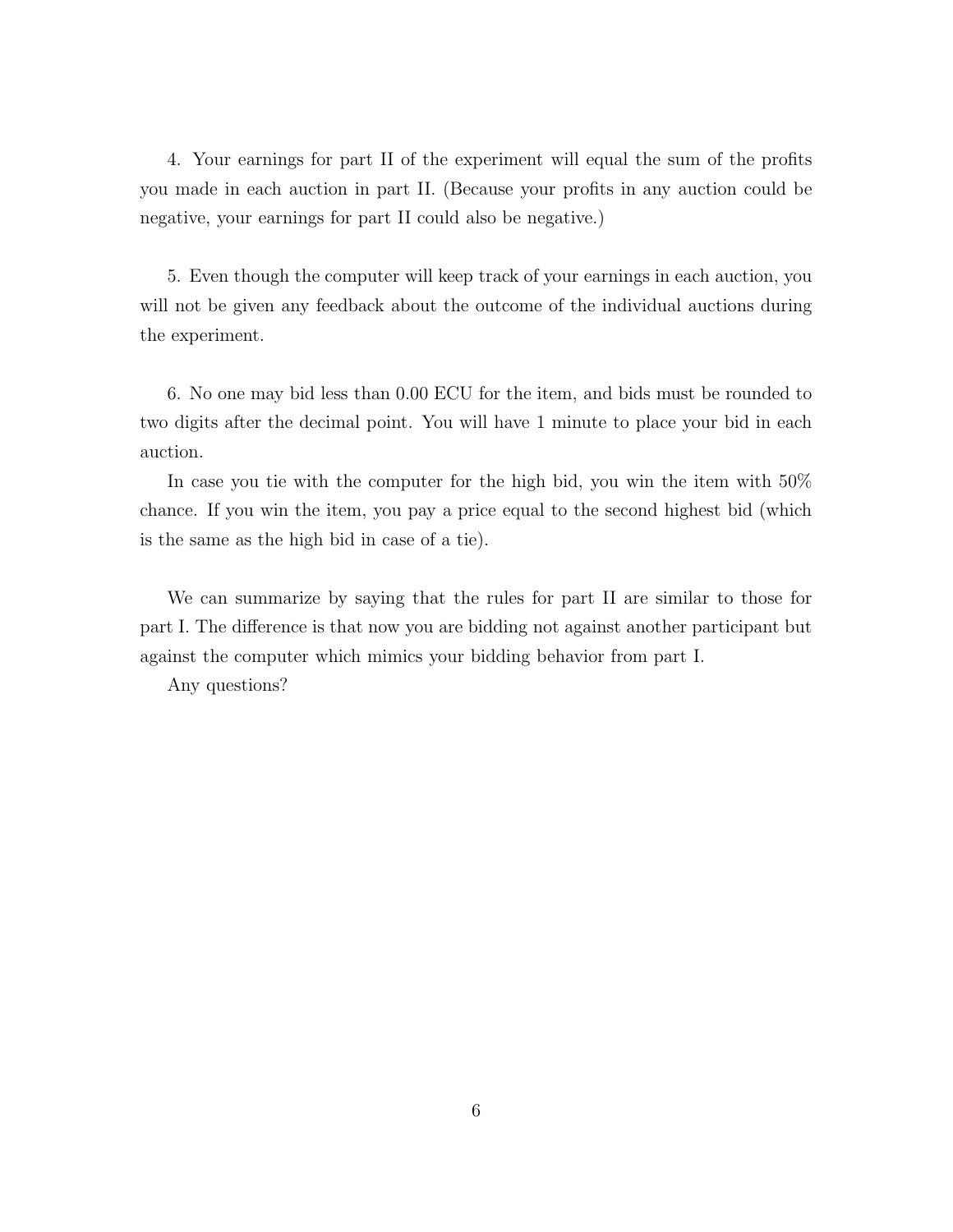4. Your earnings for part II of the experiment will equal the sum of the profits you made in each auction in part II. (Because your profits in any auction could be negative, your earnings for part II could also be negative.)

5. Even though the computer will keep track of your earnings in each auction, you will not be given any feedback about the outcome of the individual auctions during the experiment.

6. No one may bid less than 0.00 ECU for the item, and bids must be rounded to two digits after the decimal point. You will have 1 minute to place your bid in each auction.

In case you tie with the computer for the high bid, you win the item with 50% chance. If you win the item, you pay a price equal to the second highest bid (which is the same as the high bid in case of a tie).

We can summarize by saying that the rules for part II are similar to those for part I. The difference is that now you are bidding not against another participant but against the computer which mimics your bidding behavior from part I.

Any questions?